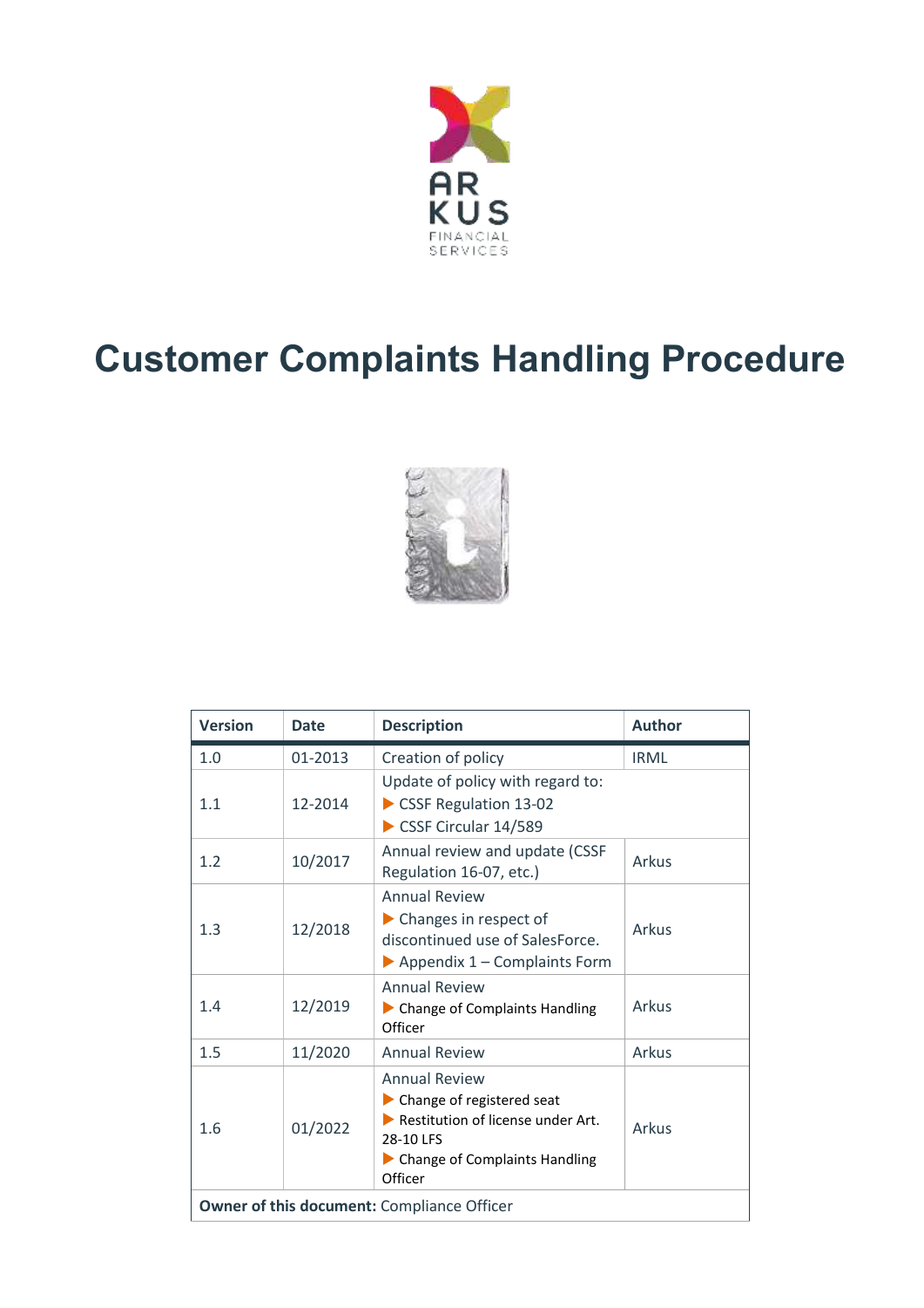ARKUS FINANCIAL SERVICES

# Customer Complaints Handling Procedure

| Version | Date | Description | Author |
|---|---|---|---|
| 1.0 | 01-2013 | Creation of policy | IRML |
| 1.1 | 12-2014 | Update of policy with regard to: ▶ CSSF Regulation 13-02 ▶ CSSF Circular 14/589 | |
| 1.2 | 10/2017 | Annual review and update (CSSF Regulation 16-07, etc.) | Arkus |
| 1.3 | 12/2018 | Annual Review ▶ Changes in respect of discontinued use of SalesForce. ▶ Appendix 1 – Complaints Form | Arkus |
| 1.4 | 12/2019 | Annual Review ▶ Change of Complaints Handling Officer | Arkus |
| 1.5 | 11/2020 | Annual Review | Arkus |
| 1.6 | 01/2022 | Annual Review ▶ Change of registered seat ▶ Restitution of license under Art. 28-10 LFS ▶ Change of Complaints Handling Officer | Arkus |
| **Owner of this document:** Compliance Officer | | | |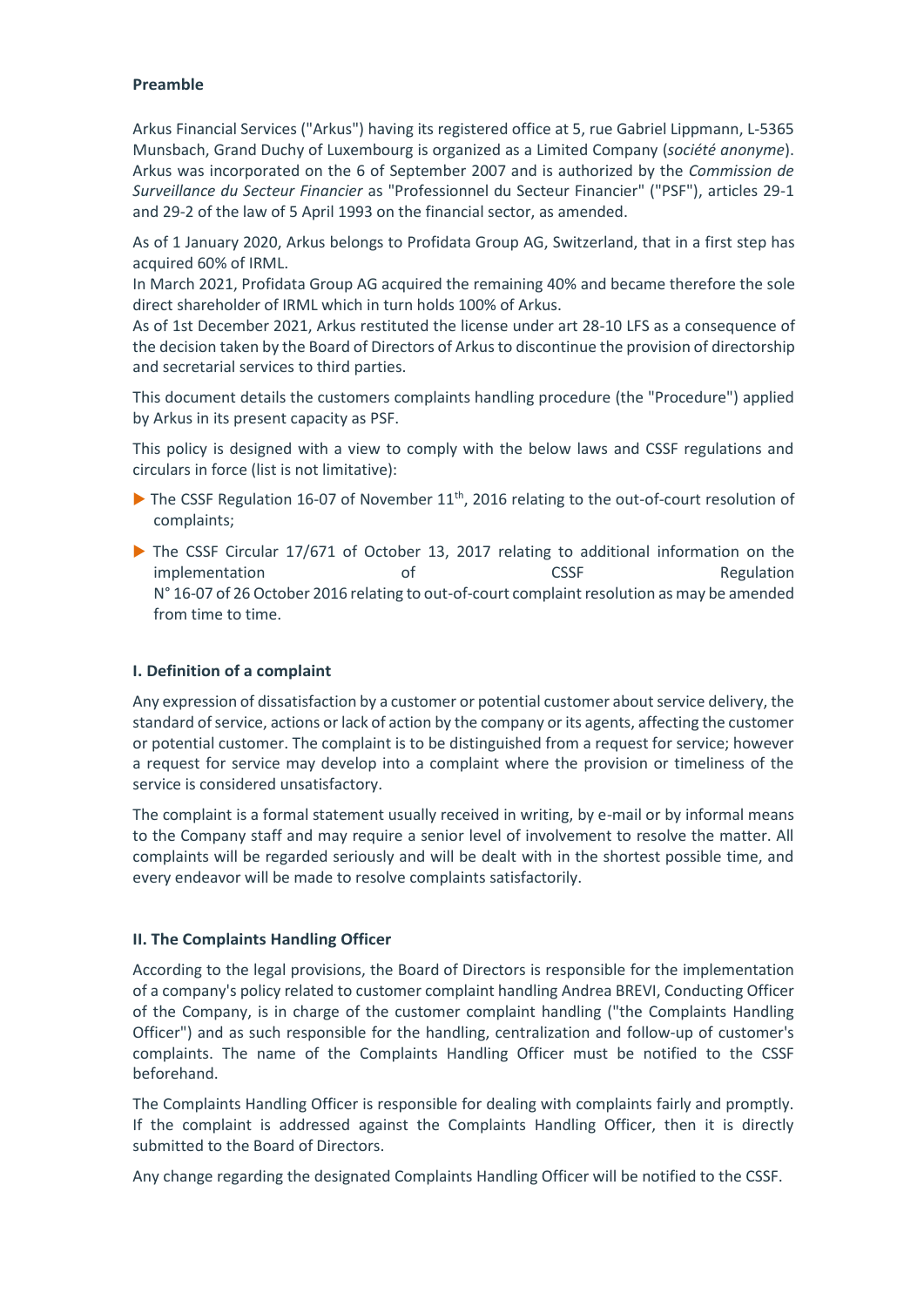**Preamble**

Arkus Financial Services ("Arkus") having its registered office at 5, rue Gabriel Lippmann, L-5365 Munsbach, Grand Duchy of Luxembourg is organized as a Limited Company (*société anonyme*). Arkus was incorporated on the 6 of September 2007 and is authorized by the *Commission de Surveillance du Secteur Financier* as "Professionnel du Secteur Financier" ("PSF"), articles 29-1 and 29-2 of the law of 5 April 1993 on the financial sector, as amended.

As of 1 January 2020, Arkus belongs to Profidata Group AG, Switzerland, that in a first step has acquired 60% of IRML.
In March 2021, Profidata Group AG acquired the remaining 40% and became therefore the sole direct shareholder of IRML which in turn holds 100% of Arkus.
As of 1st December 2021, Arkus restituted the license under art 28-10 LFS as a consequence of the decision taken by the Board of Directors of Arkus to discontinue the provision of directorship and secretarial services to third parties.

This document details the customers complaints handling procedure (the "Procedure") applied by Arkus in its present capacity as PSF.

This policy is designed with a view to comply with the below laws and CSSF regulations and circulars in force (list is not limitative):

- The CSSF Regulation 16-07 of November 11th, 2016 relating to the out-of-court resolution of complaints;
- The CSSF Circular 17/671 of October 13, 2017 relating to additional information on the implementation of CSSF Regulation N° 16-07 of 26 October 2016 relating to out-of-court complaint resolution as may be amended from time to time.

**I. Definition of a complaint**

Any expression of dissatisfaction by a customer or potential customer about service delivery, the standard of service, actions or lack of action by the company or its agents, affecting the customer or potential customer. The complaint is to be distinguished from a request for service; however a request for service may develop into a complaint where the provision or timeliness of the service is considered unsatisfactory.

The complaint is a formal statement usually received in writing, by e-mail or by informal means to the Company staff and may require a senior level of involvement to resolve the matter. All complaints will be regarded seriously and will be dealt with in the shortest possible time, and every endeavor will be made to resolve complaints satisfactorily.

**II. The Complaints Handling Officer**

According to the legal provisions, the Board of Directors is responsible for the implementation of a company's policy related to customer complaint handling Andrea BREVI, Conducting Officer of the Company, is in charge of the customer complaint handling ("the Complaints Handling Officer") and as such responsible for the handling, centralization and follow-up of customer's complaints. The name of the Complaints Handling Officer must be notified to the CSSF beforehand.

The Complaints Handling Officer is responsible for dealing with complaints fairly and promptly. If the complaint is addressed against the Complaints Handling Officer, then it is directly submitted to the Board of Directors.

Any change regarding the designated Complaints Handling Officer will be notified to the CSSF.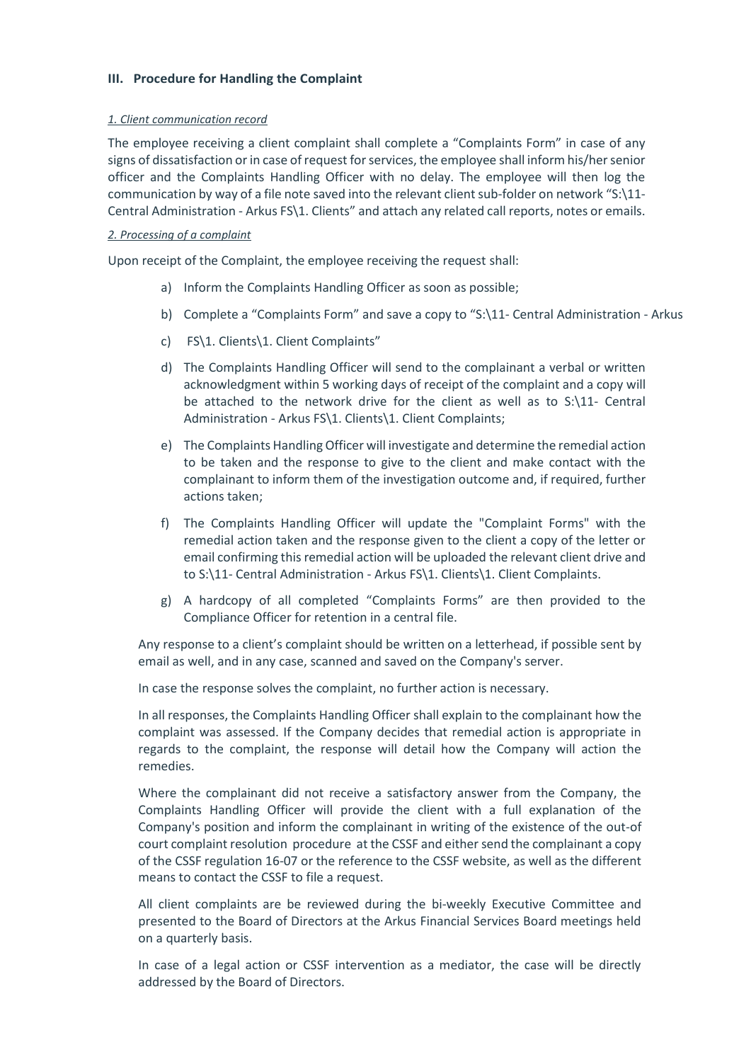### III. Procedure for Handling the Complaint

*1. Client communication record*

The employee receiving a client complaint shall complete a "Complaints Form" in case of any signs of dissatisfaction or in case of request for services, the employee shall inform his/her senior officer and the Complaints Handling Officer with no delay. The employee will then log the communication by way of a file note saved into the relevant client sub-folder on network "S:\11- Central Administration - Arkus FS\1. Clients" and attach any related call reports, notes or emails.

*2. Processing of a complaint*

Upon receipt of the Complaint, the employee receiving the request shall:

a) Inform the Complaints Handling Officer as soon as possible;

b) Complete a "Complaints Form" and save a copy to "S:\11- Central Administration - Arkus

c) FS\1. Clients\1. Client Complaints"

d) The Complaints Handling Officer will send to the complainant a verbal or written acknowledgment within 5 working days of receipt of the complaint and a copy will be attached to the network drive for the client as well as to S:\11- Central Administration - Arkus FS\1. Clients\1. Client Complaints;

e) The Complaints Handling Officer will investigate and determine the remedial action to be taken and the response to give to the client and make contact with the complainant to inform them of the investigation outcome and, if required, further actions taken;

f) The Complaints Handling Officer will update the "Complaint Forms" with the remedial action taken and the response given to the client a copy of the letter or email confirming this remedial action will be uploaded the relevant client drive and to S:\11- Central Administration - Arkus FS\1. Clients\1. Client Complaints.

g) A hardcopy of all completed "Complaints Forms" are then provided to the Compliance Officer for retention in a central file.

Any response to a client's complaint should be written on a letterhead, if possible sent by email as well, and in any case, scanned and saved on the Company's server.

In case the response solves the complaint, no further action is necessary.

In all responses, the Complaints Handling Officer shall explain to the complainant how the complaint was assessed. If the Company decides that remedial action is appropriate in regards to the complaint, the response will detail how the Company will action the remedies.

Where the complainant did not receive a satisfactory answer from the Company, the Complaints Handling Officer will provide the client with a full explanation of the Company's position and inform the complainant in writing of the existence of the out-of court complaint resolution procedure at the CSSF and either send the complainant a copy of the CSSF regulation 16-07 or the reference to the CSSF website, as well as the different means to contact the CSSF to file a request.

All client complaints are be reviewed during the bi-weekly Executive Committee and presented to the Board of Directors at the Arkus Financial Services Board meetings held on a quarterly basis.

In case of a legal action or CSSF intervention as a mediator, the case will be directly addressed by the Board of Directors.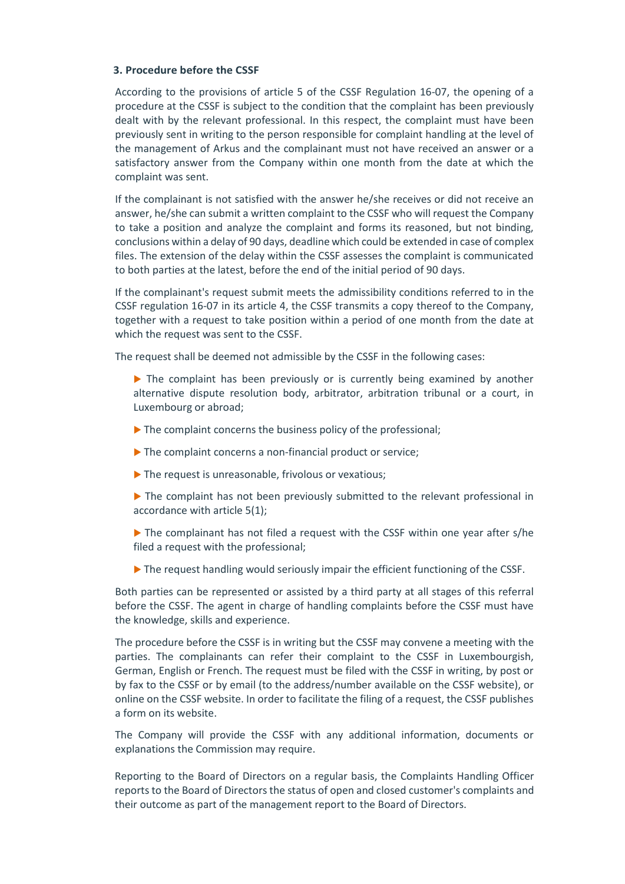### 3. Procedure before the CSSF

According to the provisions of article 5 of the CSSF Regulation 16-07, the opening of a procedure at the CSSF is subject to the condition that the complaint has been previously dealt with by the relevant professional. In this respect, the complaint must have been previously sent in writing to the person responsible for complaint handling at the level of the management of Arkus and the complainant must not have received an answer or a satisfactory answer from the Company within one month from the date at which the complaint was sent.

If the complainant is not satisfied with the answer he/she receives or did not receive an answer, he/she can submit a written complaint to the CSSF who will request the Company to take a position and analyze the complaint and forms its reasoned, but not binding, conclusions within a delay of 90 days, deadline which could be extended in case of complex files. The extension of the delay within the CSSF assesses the complaint is communicated to both parties at the latest, before the end of the initial period of 90 days.

If the complainant's request submit meets the admissibility conditions referred to in the CSSF regulation 16-07 in its article 4, the CSSF transmits a copy thereof to the Company, together with a request to take position within a period of one month from the date at which the request was sent to the CSSF.

The request shall be deemed not admissible by the CSSF in the following cases:

- The complaint has been previously or is currently being examined by another alternative dispute resolution body, arbitrator, arbitration tribunal or a court, in Luxembourg or abroad;
- The complaint concerns the business policy of the professional;
- The complaint concerns a non-financial product or service;
- The request is unreasonable, frivolous or vexatious;
- The complaint has not been previously submitted to the relevant professional in accordance with article 5(1);
- The complainant has not filed a request with the CSSF within one year after s/he filed a request with the professional;
- The request handling would seriously impair the efficient functioning of the CSSF.

Both parties can be represented or assisted by a third party at all stages of this referral before the CSSF. The agent in charge of handling complaints before the CSSF must have the knowledge, skills and experience.

The procedure before the CSSF is in writing but the CSSF may convene a meeting with the parties. The complainants can refer their complaint to the CSSF in Luxembourgish, German, English or French. The request must be filed with the CSSF in writing, by post or by fax to the CSSF or by email (to the address/number available on the CSSF website), or online on the CSSF website. In order to facilitate the filing of a request, the CSSF publishes a form on its website.

The Company will provide the CSSF with any additional information, documents or explanations the Commission may require.

Reporting to the Board of Directors on a regular basis, the Complaints Handling Officer reports to the Board of Directors the status of open and closed customer's complaints and their outcome as part of the management report to the Board of Directors.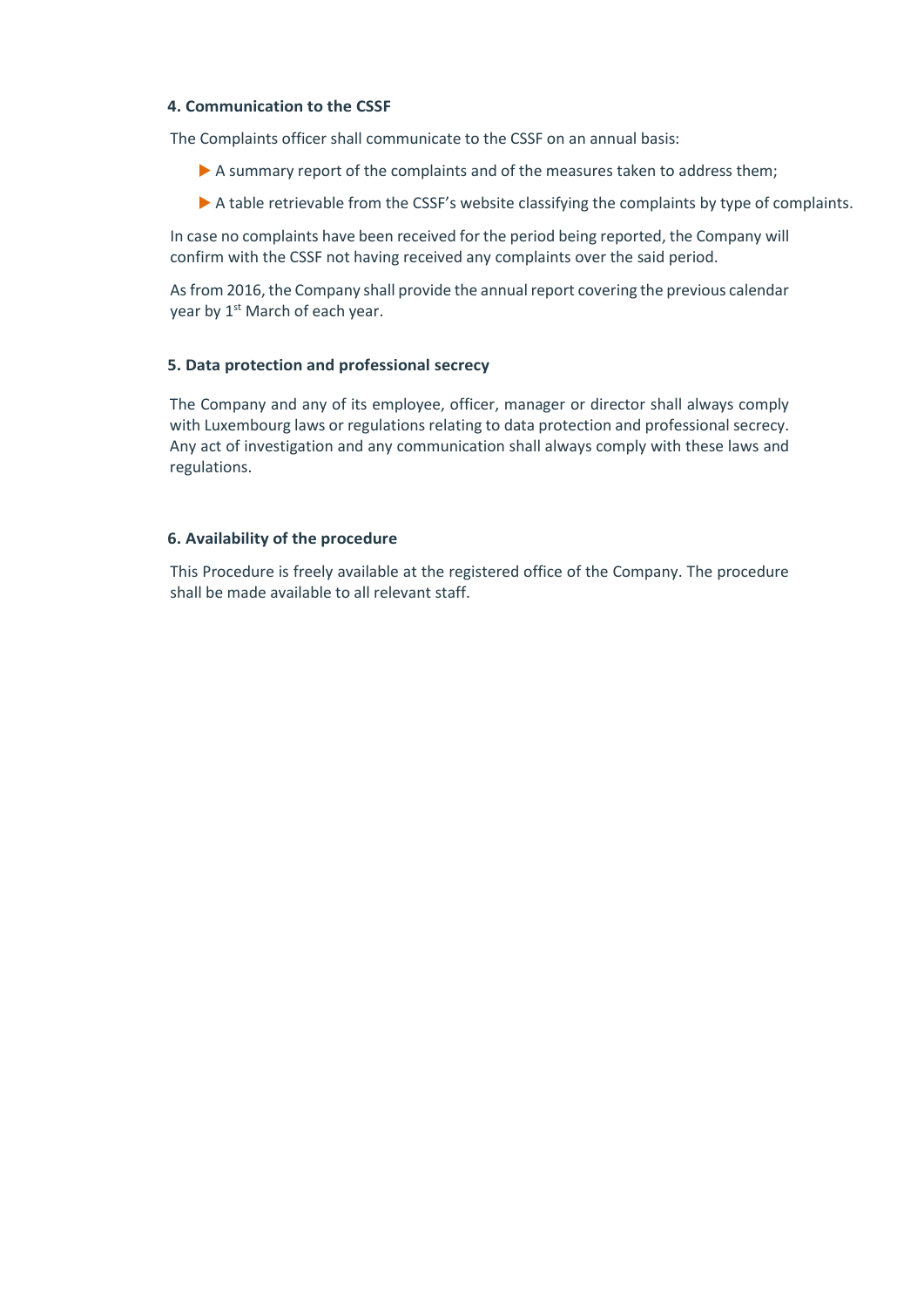### 4. Communication to the CSSF

The Complaints officer shall communicate to the CSSF on an annual basis:

- A summary report of the complaints and of the measures taken to address them;
- A table retrievable from the CSSF's website classifying the complaints by type of complaints.

In case no complaints have been received for the period being reported, the Company will confirm with the CSSF not having received any complaints over the said period.

As from 2016, the Company shall provide the annual report covering the previous calendar year by 1st March of each year.

### 5. Data protection and professional secrecy

The Company and any of its employee, officer, manager or director shall always comply with Luxembourg laws or regulations relating to data protection and professional secrecy. Any act of investigation and any communication shall always comply with these laws and regulations.

### 6. Availability of the procedure

This Procedure is freely available at the registered office of the Company. The procedure shall be made available to all relevant staff.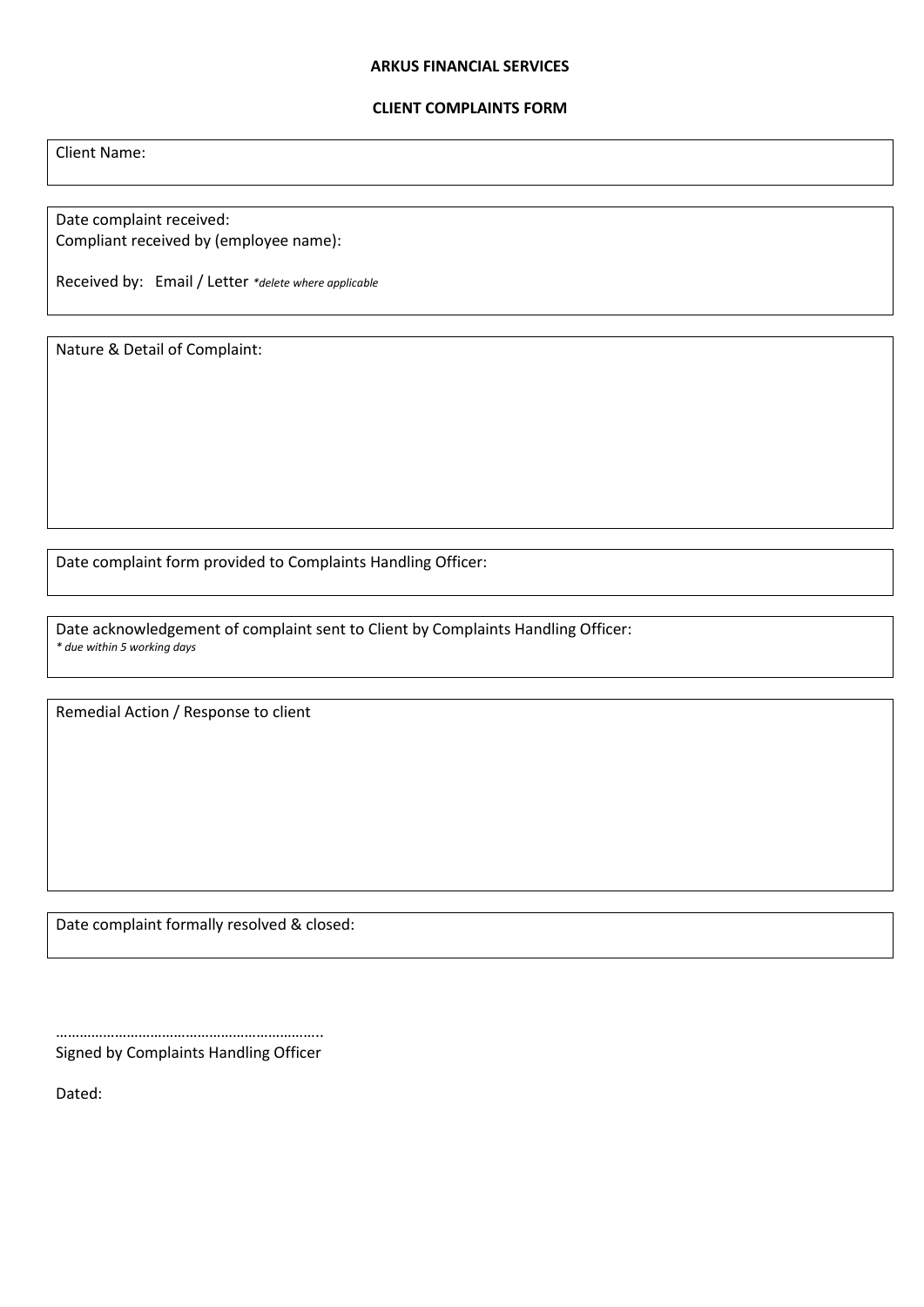**ARKUS FINANCIAL SERVICES**

**CLIENT COMPLAINTS FORM**

Client Name:

Date complaint received:
Compliant received by (employee name):

Received by: Email / Letter *\*delete where applicable*

Nature & Detail of Complaint:

Date complaint form provided to Complaints Handling Officer:

Date acknowledgement of complaint sent to Client by Complaints Handling Officer:
*\* due within 5 working days*

Remedial Action / Response to client

Date complaint formally resolved & closed:

…………………………………………………………..
Signed by Complaints Handling Officer

Dated: